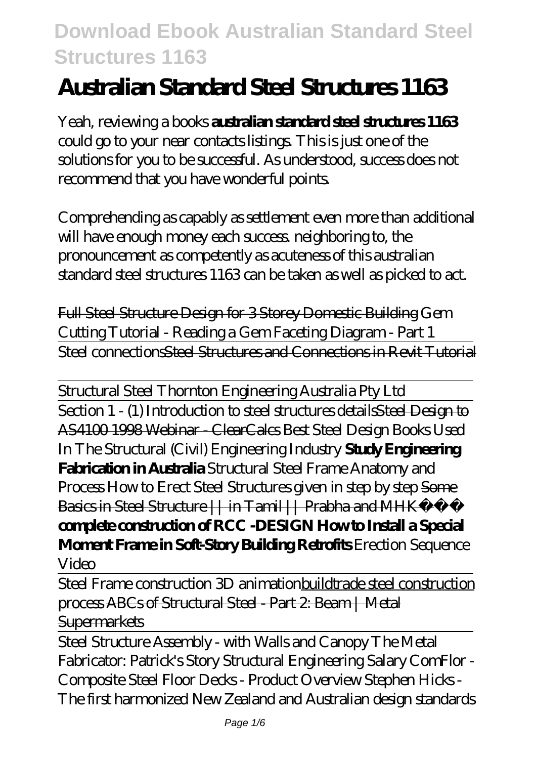# Australian Standard Steel Structures 1163

Yeah, reviewing a books **australian standard steel structures 1163** could go to your near contacts listings. This is just one of the solutions for you to be successful. As understood, success does not recommend that you have wonderful points.

Comprehending as capably as settlement even more than additional will have enough money each success. neighboring to, the pronouncement as competently as acuteness of this australian standard steel structures 1163 can be taken as well as picked to act.

Full Steel Structure Design for 3 Storey Domestic Building *Gem Cutting Tutorial - Reading a Gem Faceting Diagram - Part 1*

Steel connections Steel Structures and Connections in Revit Tutorial

Structural Steel Thornton Engineering Australia Pty Ltd

Section 1 - (1) Introduction to steel structures details Steel Design to AS4100 1998 Webinar - ClearCalcs *Best Steel Design Books Used In The Structural (Civil) Engineering Industry* **Study Engineering Fabrication in Australia** *Structural Steel Frame Anatomy and Process* *How to Erect Steel Structures given in step by step* Some Basics in Steel Structure || in Tamil || Prabha and MHK **complete construction of RCC -DESIGN** **How to Install a Special Moment Frame in Soft-Story Building Retrofits** *Erection Sequence Video*

Steel Frame construction 3D animation buildtrade steel construction process ABCs of Structural Steel - Part 2: Beam | Metal Supermarkets

Steel Structure Assembly - with Walls and Canopy *The Metal Fabricator: Patrick's Story* *Structural Engineering Salary* *ComFlor - Composite Steel Floor Decks - Product Overview* *Stephen Hicks - The first harmonized New Zealand and Australian design standards*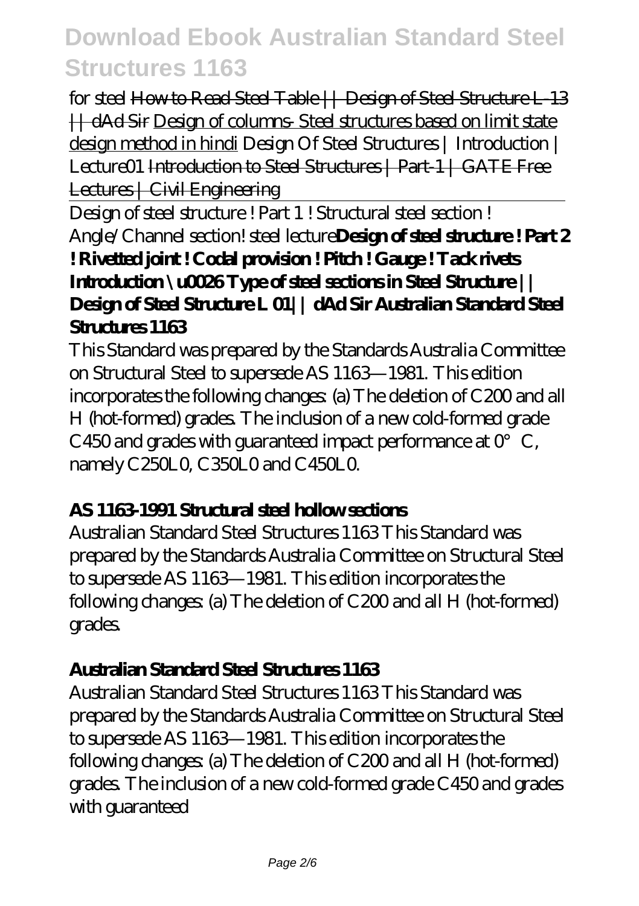*for steel* ~~How to Read Steel Table || Design of Steel Structure L-13 || dAd Sir~~ Design of columns- Steel structures based on limit state design method in hindi *Design Of Steel Structures | Introduction | Lecture01* ~~Introduction to Steel Structures | Part-1 | GATE Free Lectures | Civil Engineering~~

Design of steel structure ! Part 1 ! Structural steel section ! Angle/Channel section! steel lecture**Design of steel structure ! Part 2 ! Rivetted joint ! Codal provision ! Pitch ! Gauge ! Tack rivets Introduction \u0026 Type of steel sections in Steel Structure || Design of Steel Structure L 01|| dAd Sir Australian Standard Steel Structures 1163**

This Standard was prepared by the Standards Australia Committee on Structural Steel to supersede AS 1163—1981. This edition incorporates the following changes: (a) The deletion of C200 and all H (hot-formed) grades. The inclusion of a new cold-formed grade C450 and grades with guaranteed impact performance at 0°C, namely C250L0, C350L0 and C450L0.

### AS 1163-1991 Structural steel hollow sections

Australian Standard Steel Structures 1163 This Standard was prepared by the Standards Australia Committee on Structural Steel to supersede AS 1163—1981. This edition incorporates the following changes: (a) The deletion of C200 and all H (hot-formed) grades.

### Australian Standard Steel Structures 1163

Australian Standard Steel Structures 1163 This Standard was prepared by the Standards Australia Committee on Structural Steel to supersede AS 1163—1981. This edition incorporates the following changes: (a) The deletion of C200 and all H (hot-formed) grades. The inclusion of a new cold-formed grade C450 and grades with guaranteed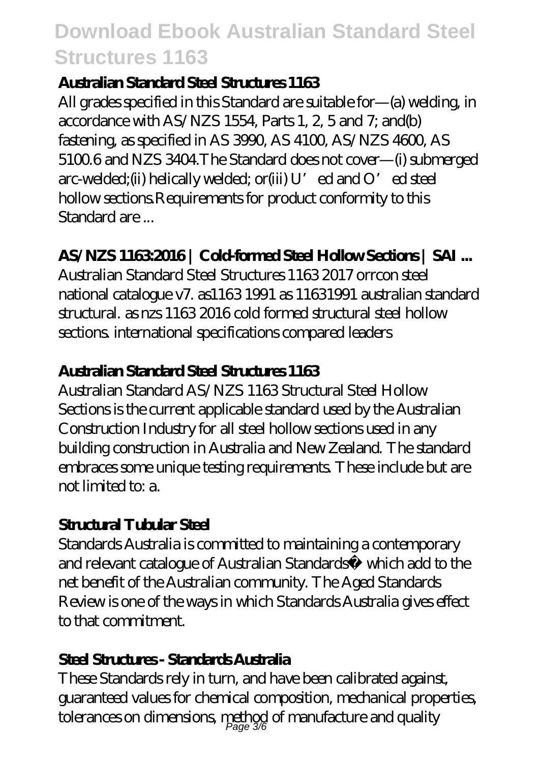### **Australian Standard Steel Structures 1163**

All grades specified in this Standard are suitable for—(a) welding, in accordance with AS/NZS 1554, Parts 1, 2, 5 and 7; and(b) fastening, as specified in AS 3990, AS 4100, AS/NZS 4600, AS 5100.6 and NZS 3404.The Standard does not cover—(i) submerged arc-welded;(ii) helically welded; or(iii) U' ed and O' ed steel hollow sections.Requirements for product conformity to this Standard are ...

### **AS/NZS 1163:2016 | Cold-formed Steel Hollow Sections | SAI ...**

Australian Standard Steel Structures 1163 2017 orrcon steel national catalogue v7. as1163 1991 as 11631991 australian standard structural. as nzs 1163 2016 cold formed structural steel hollow sections. international specifications compared leaders

### **Australian Standard Steel Structures 1163**

Australian Standard AS/NZS 1163 Structural Steel Hollow Sections is the current applicable standard used by the Australian Construction Industry for all steel hollow sections used in any building construction in Australia and New Zealand. The standard embraces some unique testing requirements. These include but are not limited to: a.

### **Structural Tubular Steel**

Standards Australia is committed to maintaining a contemporary and relevant catalogue of Australian Standards® which add to the net benefit of the Australian community. The Aged Standards Review is one of the ways in which Standards Australia gives effect to that commitment.

### **Steel Structures - Standards Australia**

These Standards rely in turn, and have been calibrated against, guaranteed values for chemical composition, mechanical properties, tolerances on dimensions, method of manufacture and quality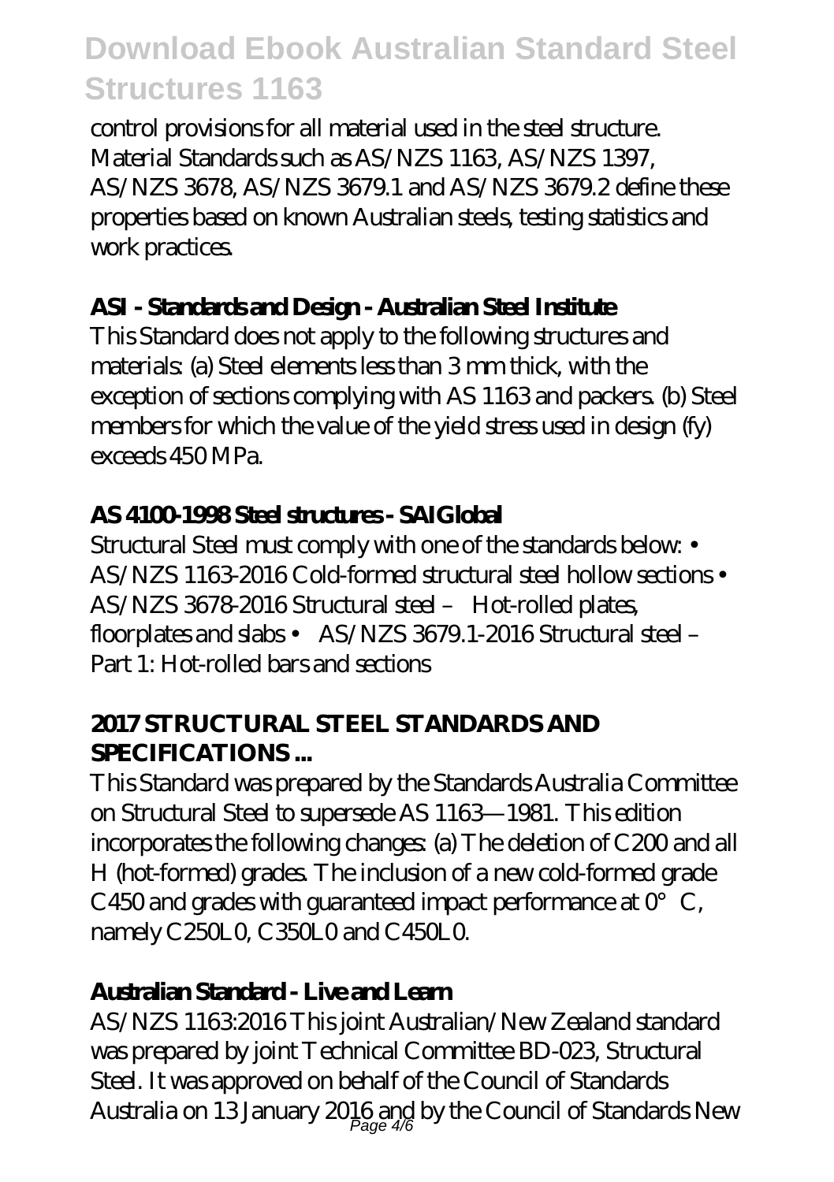control provisions for all material used in the steel structure. Material Standards such as AS/NZS 1163, AS/NZS 1397, AS/NZS 3678, AS/NZS 3679.1 and AS/NZS 3679.2 define these properties based on known Australian steels, testing statistics and work practices.

### ASI - Standards and Design - Australian Steel Institute

This Standard does not apply to the following structures and materials: (a) Steel elements less than 3 mm thick, with the exception of sections complying with AS 1163 and packers. (b) Steel members for which the value of the yield stress used in design (fy) exceeds 450 MPa.

### AS 4100-1998 Steel structures - SAIGlobal

Structural Steel must comply with one of the standards below: • AS/NZS 1163-2016 Cold-formed structural steel hollow sections • AS/NZS 3678-2016 Structural steel – Hot-rolled plates, floorplates and slabs • AS/NZS 3679.1-2016 Structural steel – Part 1: Hot-rolled bars and sections

### 2017 STRUCTURAL STEEL STANDARDS AND SPECIFICATIONS ...

This Standard was prepared by the Standards Australia Committee on Structural Steel to supersede AS 1163—1981. This edition incorporates the following changes: (a) The deletion of C200 and all H (hot-formed) grades. The inclusion of a new cold-formed grade C450 and grades with guaranteed impact performance at 0°C, namely C250L0, C350L0 and C450L0.

### Australian Standard - Live and Learn

AS/NZS 1163:2016 This joint Australian/New Zealand standard was prepared by joint Technical Committee BD-023, Structural Steel. It was approved on behalf of the Council of Standards Australia on 13 January 2016 and by the Council of Standards New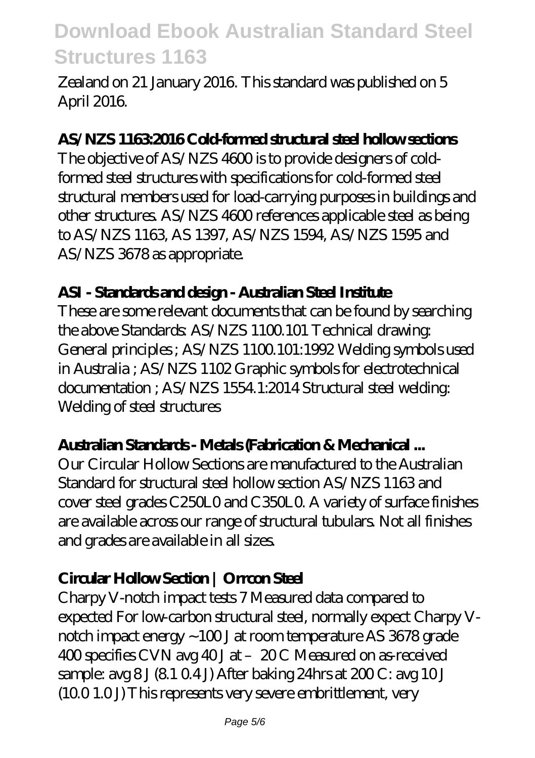Zealand on 21 January 2016. This standard was published on 5 April 2016.

**AS/NZS 1163:2016 Cold-formed structural steel hollow sections**

The objective of AS/NZS 4600 is to provide designers of cold-formed steel structures with specifications for cold-formed steel structural members used for load-carrying purposes in buildings and other structures. AS/NZS 4600 references applicable steel as being to AS/NZS 1163, AS 1397, AS/NZS 1594, AS/NZS 1595 and AS/NZS 3678 as appropriate.

**ASI - Standards and design - Australian Steel Institute**

These are some relevant documents that can be found by searching the above Standards: AS/NZS 1100.101 Technical drawing: General principles ; AS/NZS 1100.101:1992 Welding symbols used in Australia ; AS/NZS 1102 Graphic symbols for electrotechnical documentation ; AS/NZS 1554.1:2014 Structural steel welding: Welding of steel structures

**Australian Standards - Metals (Fabrication & Mechanical ...**

Our Circular Hollow Sections are manufactured to the Australian Standard for structural steel hollow section AS/NZS 1163 and cover steel grades C250L0 and C350L0. A variety of surface finishes are available across our range of structural tubulars. Not all finishes and grades are available in all sizes.

**Circular Hollow Section | Orrcon Steel**

Charpy V-notch impact tests 7 Measured data compared to expected For low-carbon structural steel, normally expect Charpy V-notch impact energy ~100 J at room temperature AS 3678 grade 400 specifies CVN avg 40 J at – 20 C Measured on as-received sample: avg 8 J (8.1 0.4 J) After baking 24hrs at 200 C: avg 10 J (10.0 1.0 J) This represents very severe embrittlement, very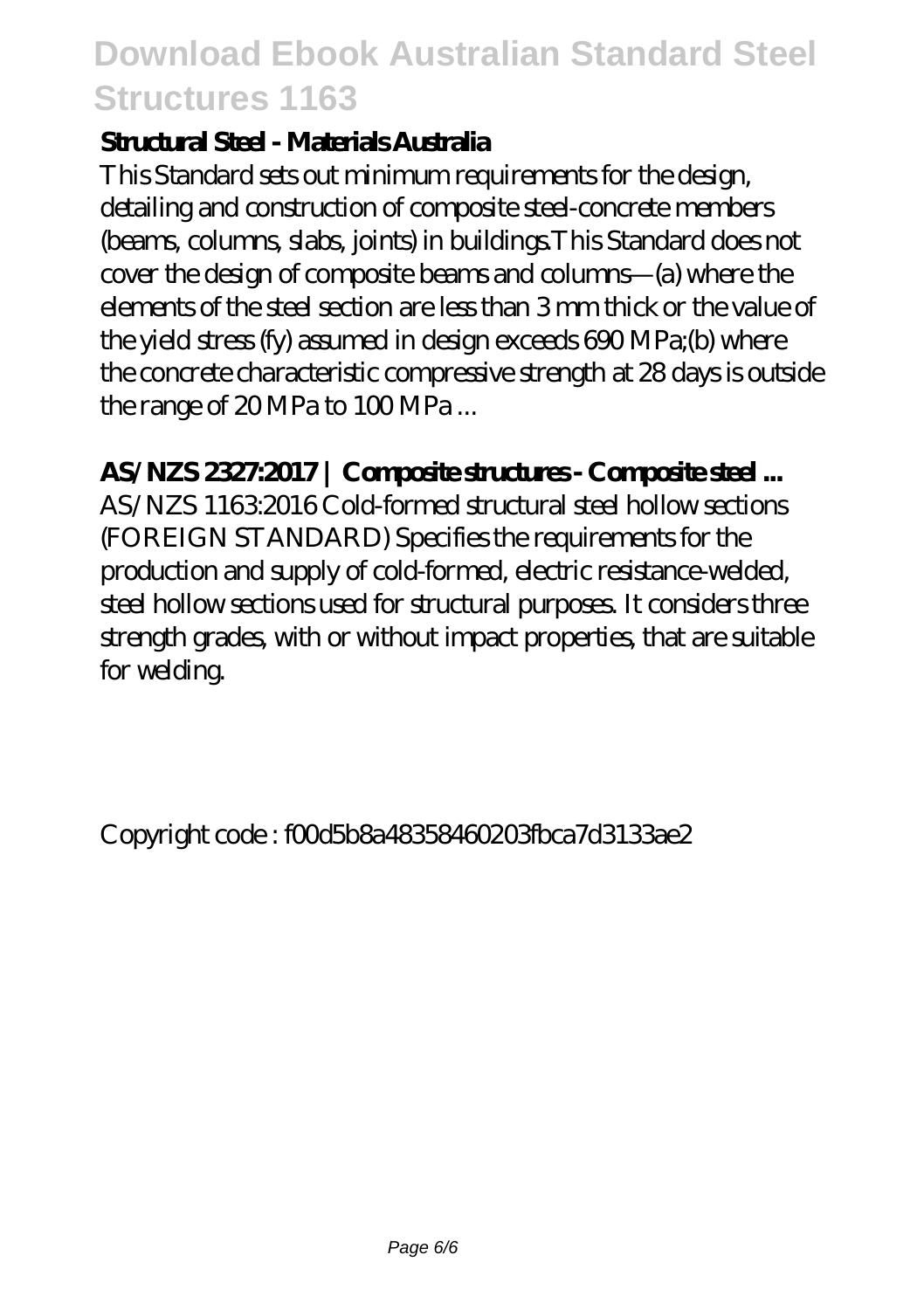### Structural Steel - Materials Australia

This Standard sets out minimum requirements for the design, detailing and construction of composite steel-concrete members (beams, columns, slabs, joints) in buildings.This Standard does not cover the design of composite beams and columns—(a) where the elements of the steel section are less than 3 mm thick or the value of the yield stress (fy) assumed in design exceeds 690 MPa;(b) where the concrete characteristic compressive strength at 28 days is outside the range of 20 MPa to 100 MPa ...

### AS/NZS 2327:2017 | Composite structures - Composite steel ...

AS/NZS 1163:2016 Cold-formed structural steel hollow sections (FOREIGN STANDARD) Specifies the requirements for the production and supply of cold-formed, electric resistance-welded, steel hollow sections used for structural purposes. It considers three strength grades, with or without impact properties, that are suitable for welding.

Copyright code : f00d5b8a48358460203fbca7d3133ae2